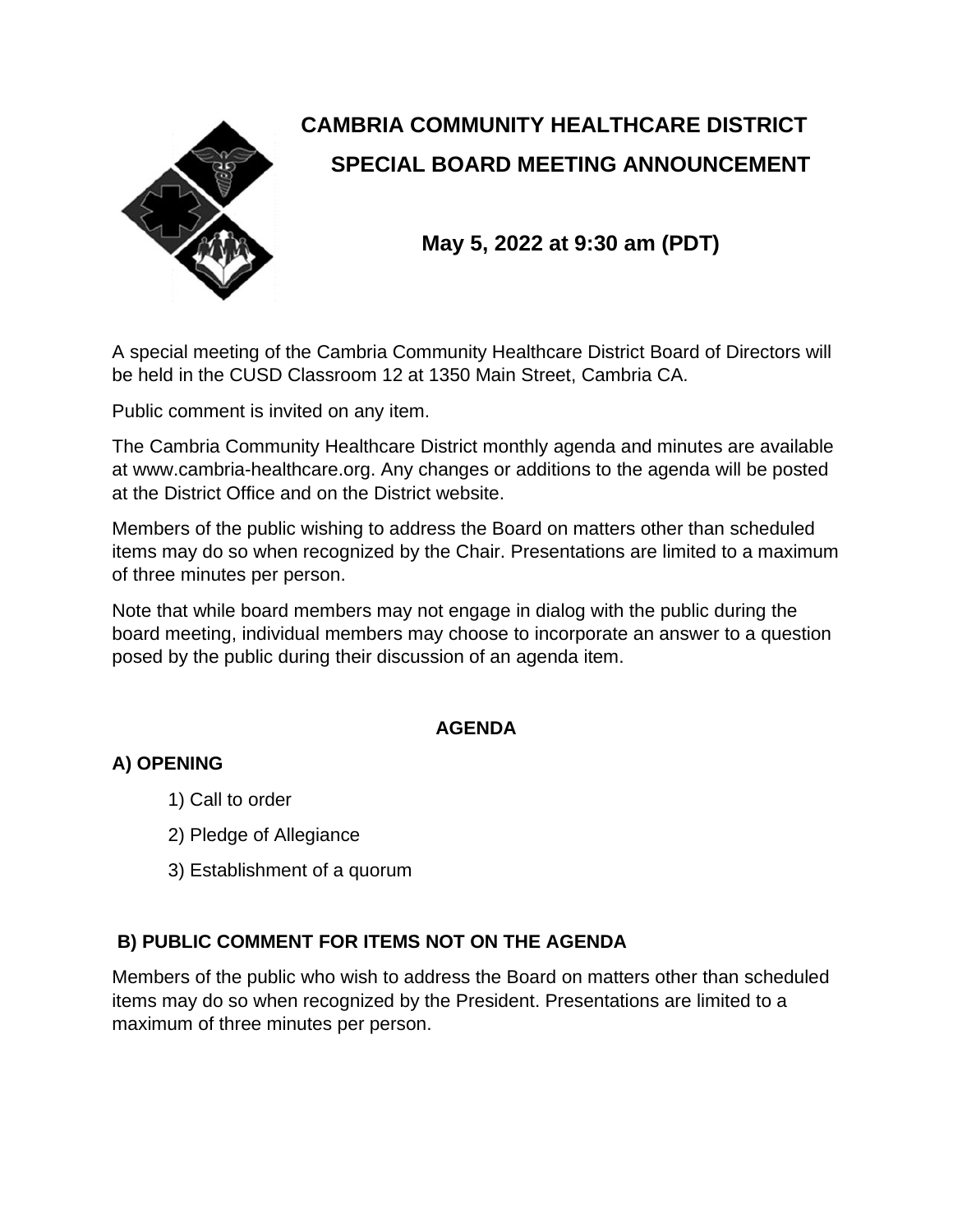# CAMBRIA COMMUNITY HEALTHCARE DISTRICT

## SPECIAL BOARD MEETING ANNOUNCEMENT

**May 5, 2022 at 9:30 am (PDT)**

A special meeting of the Cambria Community Healthcare District Board of Directors will be held in the CUSD Classroom 12 at 1350 Main Street, Cambria CA.

Public comment is invited on any item.

The Cambria Community Healthcare District monthly agenda and minutes are available at www.cambria-healthcare.org. Any changes or additions to the agenda will be posted at the District Office and on the District website.

Members of the public wishing to address the Board on matters other than scheduled items may do so when recognized by the Chair. Presentations are limited to a maximum of three minutes per person.

Note that while board members may not engage in dialog with the public during the board meeting, individual members may choose to incorporate an answer to a question posed by the public during their discussion of an agenda item.

## AGENDA

### A) OPENING

1) Call to order
2) Pledge of Allegiance
3) Establishment of a quorum

### B) PUBLIC COMMENT FOR ITEMS NOT ON THE AGENDA

Members of the public who wish to address the Board on matters other than scheduled items may do so when recognized by the President. Presentations are limited to a maximum of three minutes per person.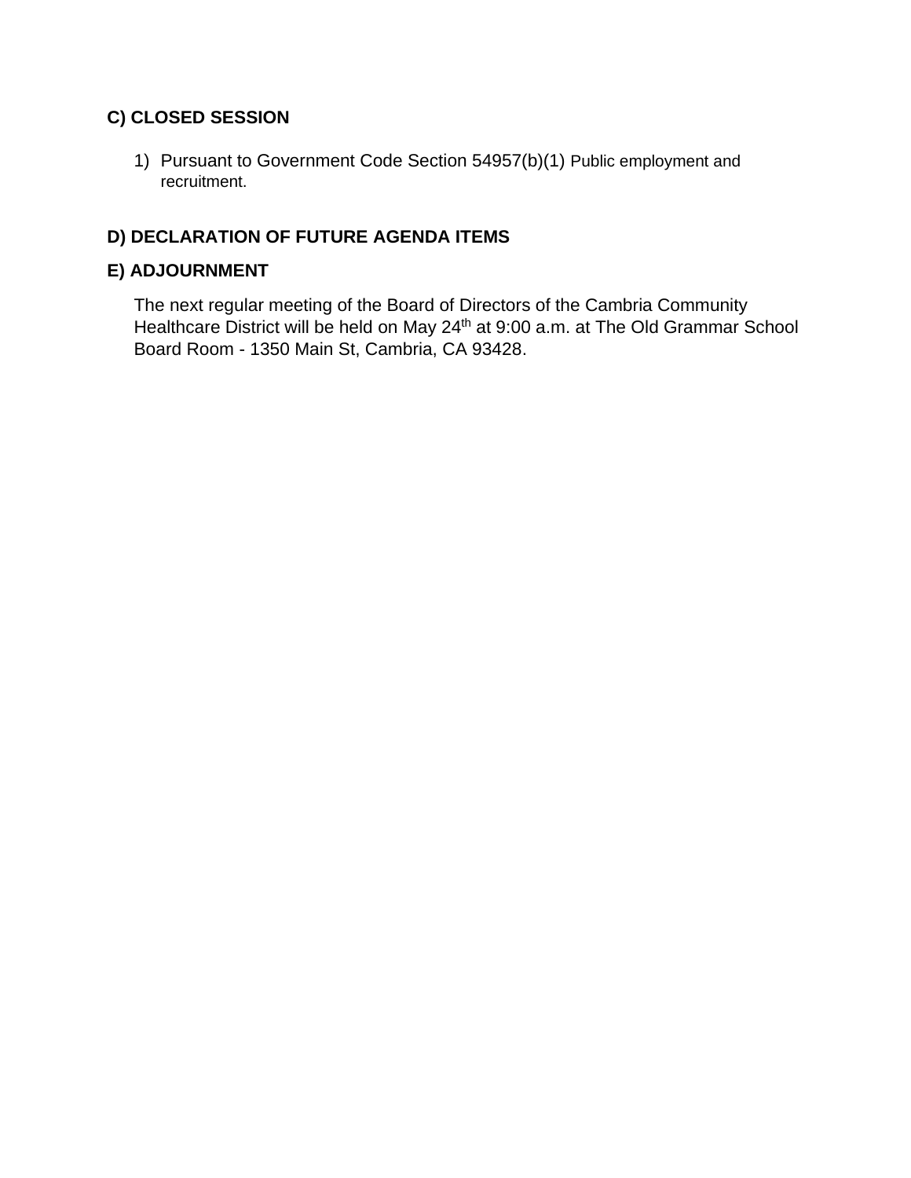**C) CLOSED SESSION**

1) Pursuant to Government Code Section 54957(b)(1) Public employment and recruitment.

**D) DECLARATION OF FUTURE AGENDA ITEMS**

**E) ADJOURNMENT**

The next regular meeting of the Board of Directors of the Cambria Community Healthcare District will be held on May 24th at 9:00 a.m. at The Old Grammar School Board Room - 1350 Main St, Cambria, CA 93428.